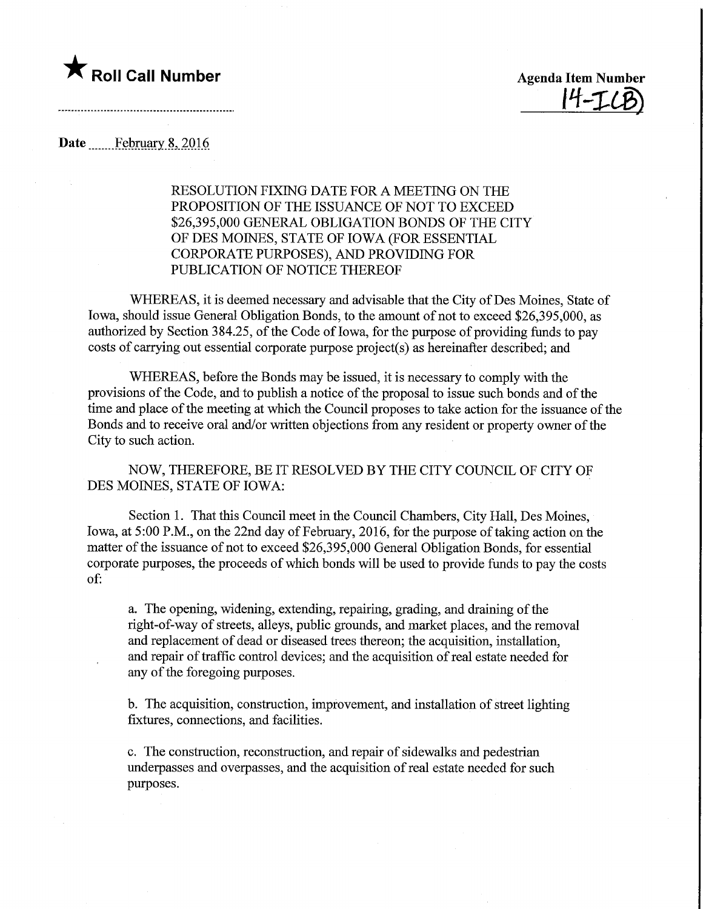★ **Roll Call Number**

**Agenda Item Number**
14-I(B)

**Date** February 8, 2016

RESOLUTION FIXING DATE FOR A MEETING ON THE PROPOSITION OF THE ISSUANCE OF NOT TO EXCEED $26,395,000 GENERAL OBLIGATION BONDS OF THE CITY OF DES MOINES, STATE OF IOWA (FOR ESSENTIAL CORPORATE PURPOSES), AND PROVIDING FOR PUBLICATION OF NOTICE THEREOF

WHEREAS, it is deemed necessary and advisable that the City of Des Moines, State of Iowa, should issue General Obligation Bonds, to the amount of not to exceed $26,395,000, as authorized by Section 384.25, of the Code of Iowa, for the purpose of providing funds to pay costs of carrying out essential corporate purpose project(s) as hereinafter described; and

WHEREAS, before the Bonds may be issued, it is necessary to comply with the provisions of the Code, and to publish a notice of the proposal to issue such bonds and of the time and place of the meeting at which the Council proposes to take action for the issuance of the Bonds and to receive oral and/or written objections from any resident or property owner of the City to such action.

NOW, THEREFORE, BE IT RESOLVED BY THE CITY COUNCIL OF CITY OF DES MOINES, STATE OF IOWA:

Section 1. That this Council meet in the Council Chambers, City Hall, Des Moines, Iowa, at 5:00 P.M., on the 22nd day of February, 2016, for the purpose of taking action on the matter of the issuance of not to exceed $26,395,000 General Obligation Bonds, for essential corporate purposes, the proceeds of which bonds will be used to provide funds to pay the costs of:

a. The opening, widening, extending, repairing, grading, and draining of the right-of-way of streets, alleys, public grounds, and market places, and the removal and replacement of dead or diseased trees thereon; the acquisition, installation, and repair of traffic control devices; and the acquisition of real estate needed for any of the foregoing purposes.

b. The acquisition, construction, improvement, and installation of street lighting fixtures, connections, and facilities.

c. The construction, reconstruction, and repair of sidewalks and pedestrian underpasses and overpasses, and the acquisition of real estate needed for such purposes.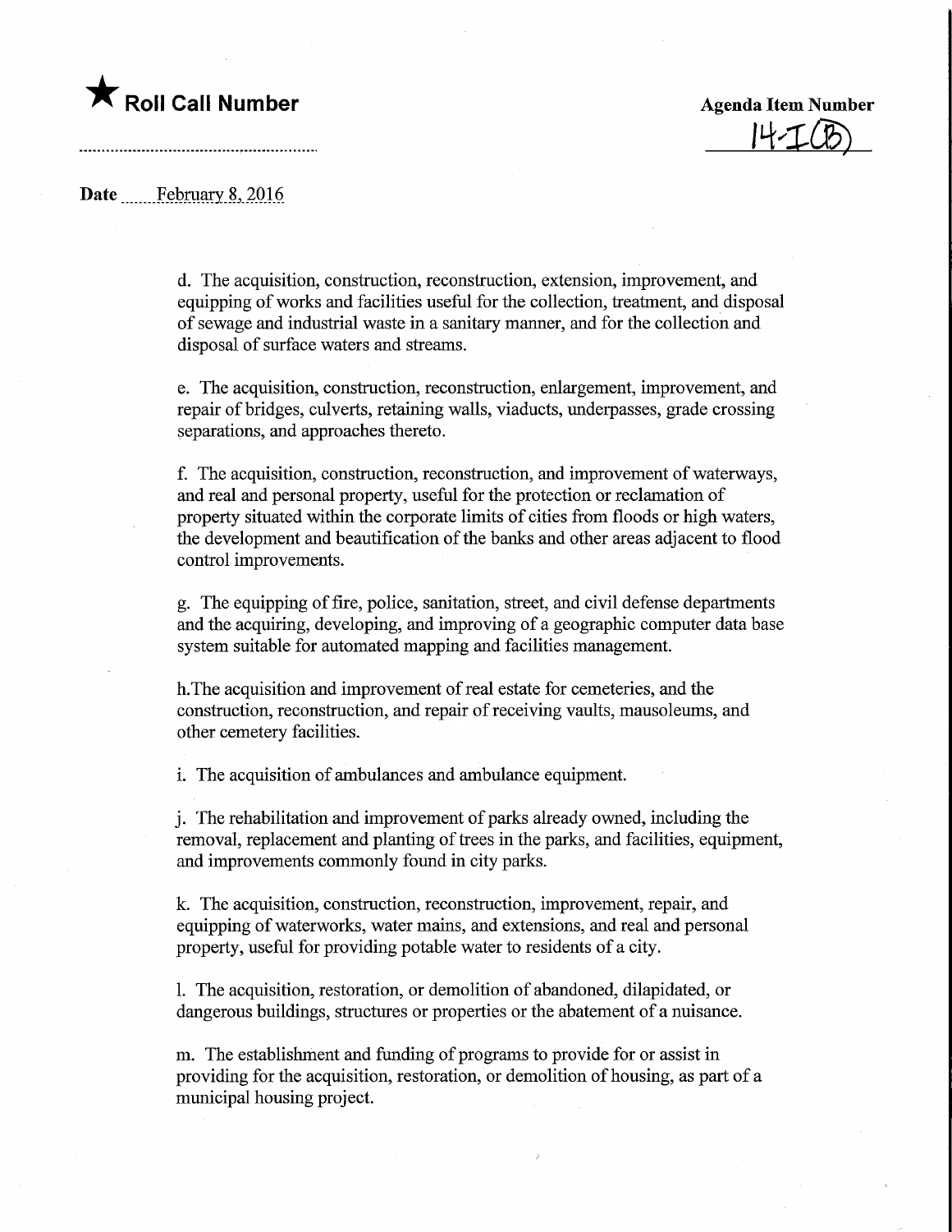d. The acquisition, construction, reconstruction, extension, improvement, and equipping of works and facilities useful for the collection, treatment, and disposal of sewage and industrial waste in a sanitary manner, and for the collection and disposal of surface waters and streams.

e. The acquisition, construction, reconstruction, enlargement, improvement, and repair of bridges, culverts, retaining walls, viaducts, underpasses, grade crossing separations, and approaches thereto.

f. The acquisition, construction, reconstruction, and improvement of waterways, and real and personal property, useful for the protection or reclamation of property situated within the corporate limits of cities from floods or high waters, the development and beautification of the banks and other areas adjacent to flood control improvements.

g. The equipping of fire, police, sanitation, street, and civil defense departments and the acquiring, developing, and improving of a geographic computer data base system suitable for automated mapping and facilities management.

h.The acquisition and improvement of real estate for cemeteries, and the construction, reconstruction, and repair of receiving vaults, mausoleums, and other cemetery facilities.

i. The acquisition of ambulances and ambulance equipment.

j. The rehabilitation and improvement of parks already owned, including the removal, replacement and planting of trees in the parks, and facilities, equipment, and improvements commonly found in city parks.

k. The acquisition, construction, reconstruction, improvement, repair, and equipping of waterworks, water mains, and extensions, and real and personal property, useful for providing potable water to residents of a city.

l. The acquisition, restoration, or demolition of abandoned, dilapidated, or dangerous buildings, structures or properties or the abatement of a nuisance.

m. The establishment and funding of programs to provide for or assist in providing for the acquisition, restoration, or demolition of housing, as part of a municipal housing project.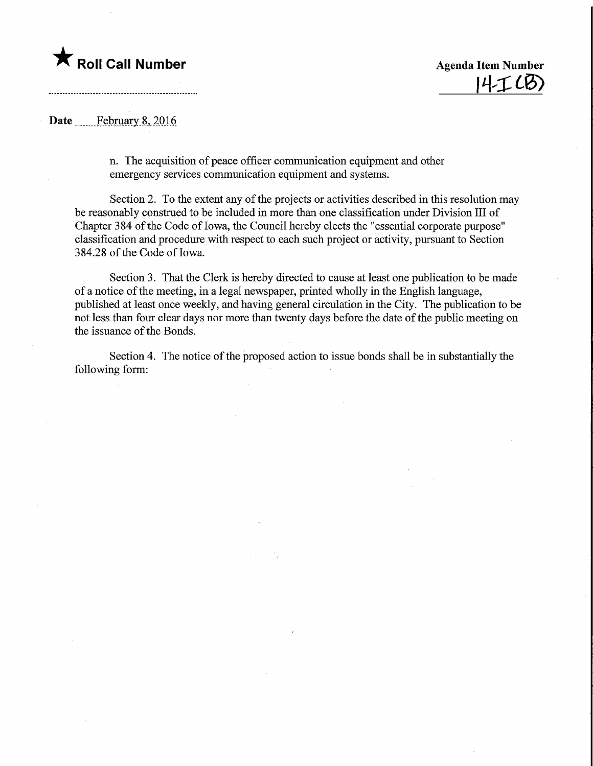★ **Roll Call Number**

**Agenda Item Number**
14-I (B)

**Date** February 8, 2016

n. The acquisition of peace officer communication equipment and other emergency services communication equipment and systems.

Section 2. To the extent any of the projects or activities described in this resolution may be reasonably construed to be included in more than one classification under Division III of Chapter 384 of the Code of Iowa, the Council hereby elects the "essential corporate purpose" classification and procedure with respect to each such project or activity, pursuant to Section 384.28 of the Code of Iowa.

Section 3. That the Clerk is hereby directed to cause at least one publication to be made of a notice of the meeting, in a legal newspaper, printed wholly in the English language, published at least once weekly, and having general circulation in the City. The publication to be not less than four clear days nor more than twenty days before the date of the public meeting on the issuance of the Bonds.

Section 4. The notice of the proposed action to issue bonds shall be in substantially the following form: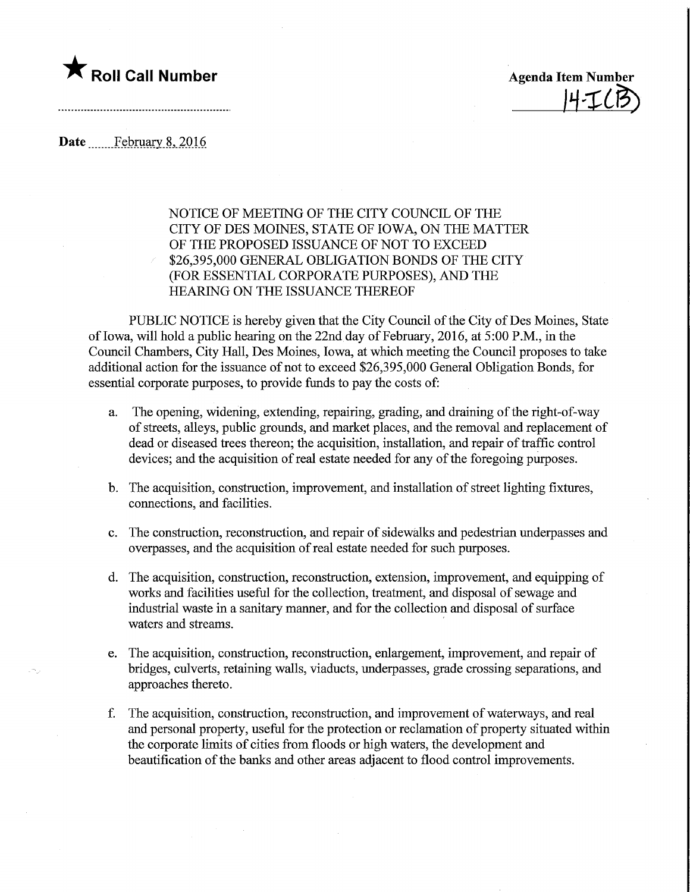★ **Roll Call Number**

**Agenda Item Number**
14-I(B)

**Date** February 8, 2016

NOTICE OF MEETING OF THE CITY COUNCIL OF THE CITY OF DES MOINES, STATE OF IOWA, ON THE MATTER OF THE PROPOSED ISSUANCE OF NOT TO EXCEED $26,395,000 GENERAL OBLIGATION BONDS OF THE CITY (FOR ESSENTIAL CORPORATE PURPOSES), AND THE HEARING ON THE ISSUANCE THEREOF

PUBLIC NOTICE is hereby given that the City Council of the City of Des Moines, State of Iowa, will hold a public hearing on the 22nd day of February, 2016, at 5:00 P.M., in the Council Chambers, City Hall, Des Moines, Iowa, at which meeting the Council proposes to take additional action for the issuance of not to exceed $26,395,000 General Obligation Bonds, for essential corporate purposes, to provide funds to pay the costs of:

a. The opening, widening, extending, repairing, grading, and draining of the right-of-way of streets, alleys, public grounds, and market places, and the removal and replacement of dead or diseased trees thereon; the acquisition, installation, and repair of traffic control devices; and the acquisition of real estate needed for any of the foregoing purposes.

b. The acquisition, construction, improvement, and installation of street lighting fixtures, connections, and facilities.

c. The construction, reconstruction, and repair of sidewalks and pedestrian underpasses and overpasses, and the acquisition of real estate needed for such purposes.

d. The acquisition, construction, reconstruction, extension, improvement, and equipping of works and facilities useful for the collection, treatment, and disposal of sewage and industrial waste in a sanitary manner, and for the collection and disposal of surface waters and streams.

e. The acquisition, construction, reconstruction, enlargement, improvement, and repair of bridges, culverts, retaining walls, viaducts, underpasses, grade crossing separations, and approaches thereto.

f. The acquisition, construction, reconstruction, and improvement of waterways, and real and personal property, useful for the protection or reclamation of property situated within the corporate limits of cities from floods or high waters, the development and beautification of the banks and other areas adjacent to flood control improvements.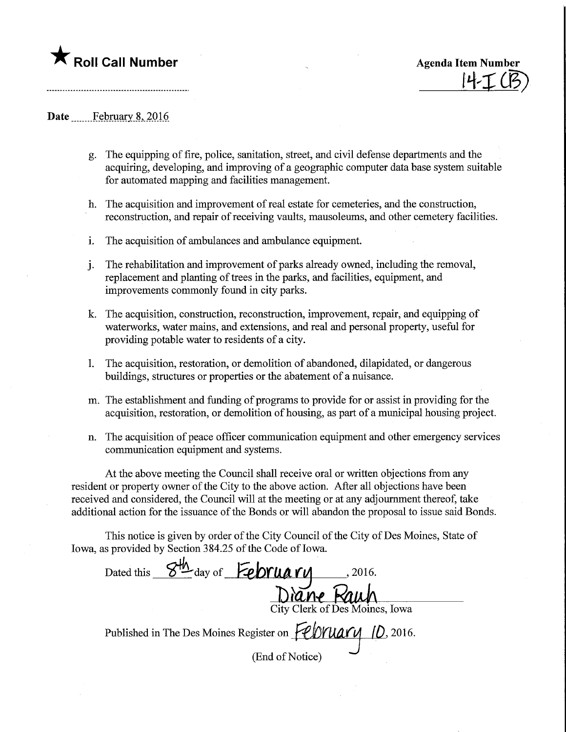★ **Roll Call Number**

**Agenda Item Number**
14-I (B)

**Date** February 8, 2016

g. The equipping of fire, police, sanitation, street, and civil defense departments and the acquiring, developing, and improving of a geographic computer data base system suitable for automated mapping and facilities management.

h. The acquisition and improvement of real estate for cemeteries, and the construction, reconstruction, and repair of receiving vaults, mausoleums, and other cemetery facilities.

i. The acquisition of ambulances and ambulance equipment.

j. The rehabilitation and improvement of parks already owned, including the removal, replacement and planting of trees in the parks, and facilities, equipment, and improvements commonly found in city parks.

k. The acquisition, construction, reconstruction, improvement, repair, and equipping of waterworks, water mains, and extensions, and real and personal property, useful for providing potable water to residents of a city.

l. The acquisition, restoration, or demolition of abandoned, dilapidated, or dangerous buildings, structures or properties or the abatement of a nuisance.

m. The establishment and funding of programs to provide for or assist in providing for the acquisition, restoration, or demolition of housing, as part of a municipal housing project.

n. The acquisition of peace officer communication equipment and other emergency services communication equipment and systems.

At the above meeting the Council shall receive oral or written objections from any resident or property owner of the City to the above action. After all objections have been received and considered, the Council will at the meeting or at any adjournment thereof, take additional action for the issuance of the Bonds or will abandon the proposal to issue said Bonds.

This notice is given by order of the City Council of the City of Des Moines, State of Iowa, as provided by Section 384.25 of the Code of Iowa.

Dated this 8th day of February, 2016.

Diane Rauh
City Clerk of Des Moines, Iowa

Published in The Des Moines Register on February 10, 2016.

(End of Notice)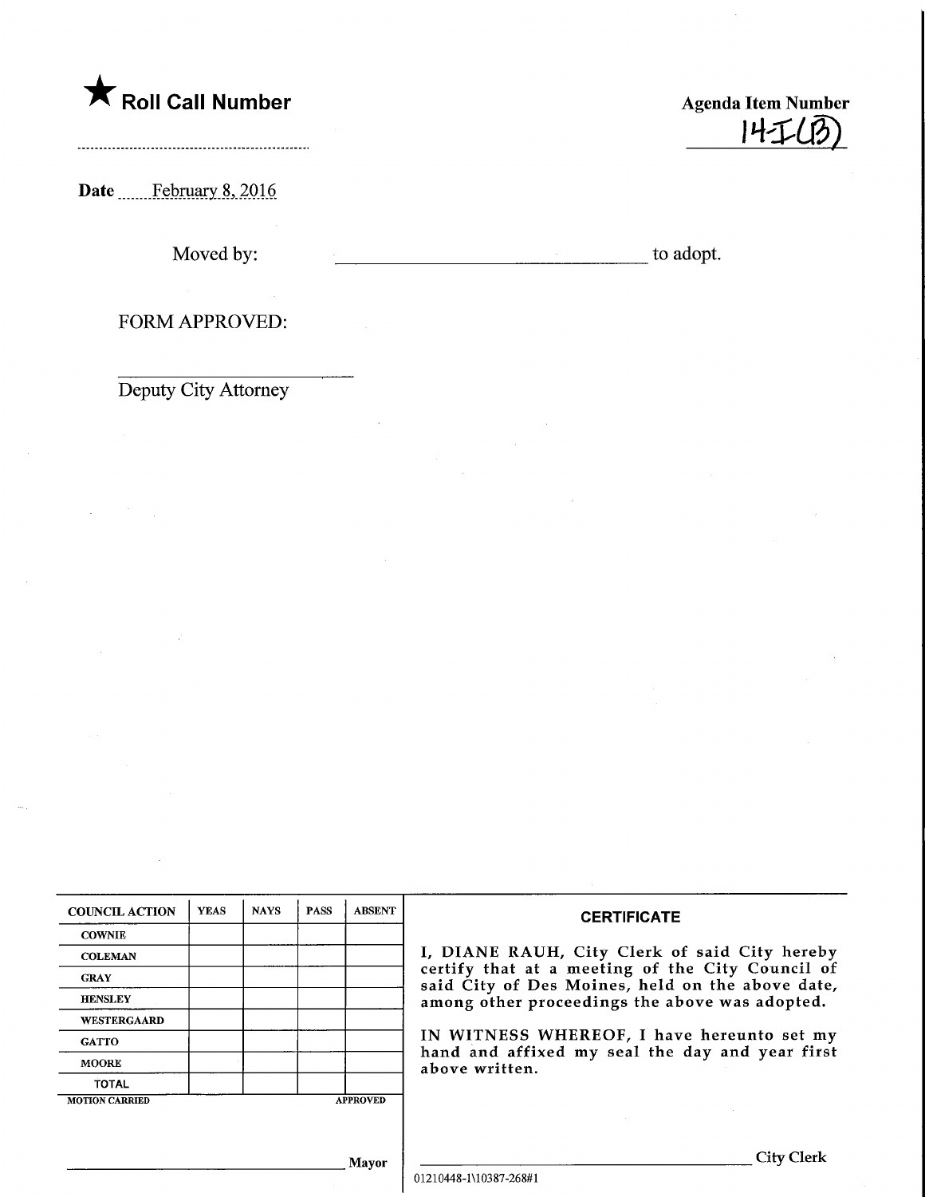★ **Roll Call Number**

**Agenda Item Number**
14-I(B)

**Date** February 8, 2016

Moved by: ______________________________ to adopt.

FORM APPROVED:

______________________
Deputy City Attorney

| COUNCIL ACTION | YEAS | NAYS | PASS | ABSENT |
|---|---|---|---|---|
| COWNIE | | | | |
| COLEMAN | | | | |
| GRAY | | | | |
| HENSLEY | | | | |
| WESTERGAARD | | | | |
| GATTO | | | | |
| MOORE | | | | |
| TOTAL | | | | |

MOTION CARRIED APPROVED

______________________________ Mayor

**CERTIFICATE**

I, DIANE RAUH, City Clerk of said City hereby certify that at a meeting of the City Council of said City of Des Moines, held on the above date, among other proceedings the above was adopted.

IN WITNESS WHEREOF, I have hereunto set my hand and affixed my seal the day and year first above written.

______________________________ City Clerk

01210448-1\10387-268#1